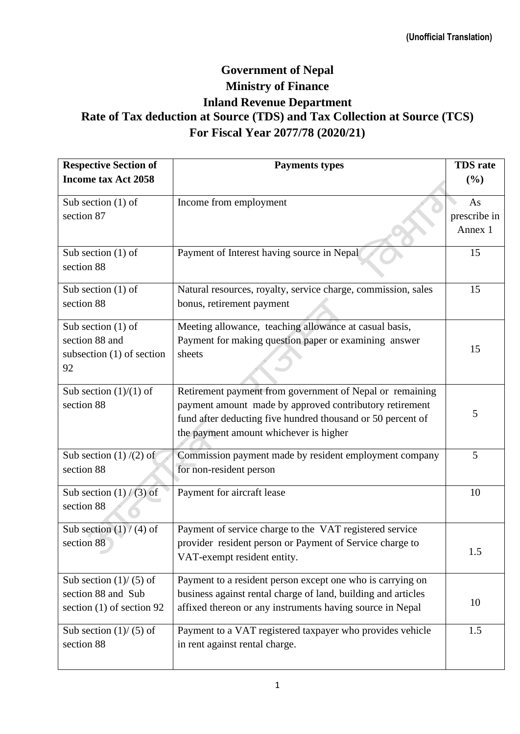(Unofficial Translation)

# Government of Nepal
## Ministry of Finance
## Inland Revenue Department
## Rate of Tax deduction at Source (TDS) and Tax Collection at Source (TCS) For Fiscal Year 2077/78 (2020/21)

| Respective Section of Income tax Act 2058 | Payments types | TDS rate (%) |
|---|---|---|
| Sub section (1) of section 87 | Income from employment | As prescribe in Annex 1 |
| Sub section (1) of section 88 | Payment of Interest having source in Nepal | 15 |
| Sub section (1) of section 88 | Natural resources, royalty, service charge, commission, sales bonus, retirement payment | 15 |
| Sub section (1) of section 88 and subsection (1) of section 92 | Meeting allowance, teaching allowance at casual basis, Payment for making question paper or examining answer sheets | 15 |
| Sub section (1)/(1) of section 88 | Retirement payment from government of Nepal or remaining payment amount made by approved contributory retirement fund after deducting five hundred thousand or 50 percent of the payment amount whichever is higher | 5 |
| Sub section (1) /(2) of section 88 | Commission payment made by resident employment company for non-resident person | 5 |
| Sub section (1) / (3) of section 88 | Payment for aircraft lease | 10 |
| Sub section (1) / (4) of section 88 | Payment of service charge to the VAT registered service provider resident person or Payment of Service charge to VAT-exempt resident entity. | 1.5 |
| Sub section (1)/ (5) of section 88 and Sub section (1) of section 92 | Payment to a resident person except one who is carrying on business against rental charge of land, building and articles affixed thereon or any instruments having source in Nepal | 10 |
| Sub section (1)/ (5) of section 88 | Payment to a VAT registered taxpayer who provides vehicle in rent against rental charge. | 1.5 |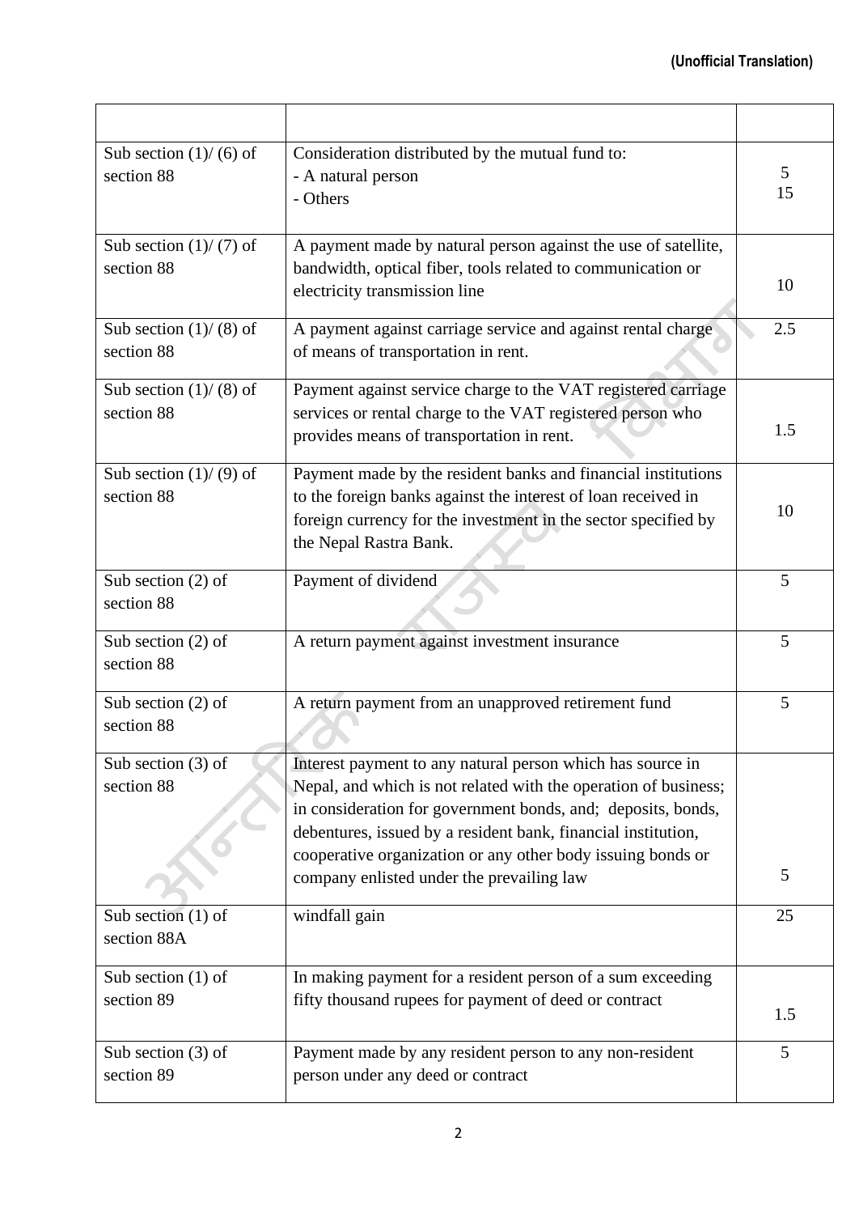| | | |
|---|---|---|
| Sub section (1)/ (6) of section 88 | Consideration distributed by the mutual fund to:<br>- A natural person<br>- Others | 5<br>15 |
| Sub section (1)/ (7) of section 88 | A payment made by natural person against the use of satellite, bandwidth, optical fiber, tools related to communication or electricity transmission line | 10 |
| Sub section (1)/ (8) of section 88 | A payment against carriage service and against rental charge of means of transportation in rent. | 2.5 |
| Sub section (1)/ (8) of section 88 | Payment against service charge to the VAT registered carriage services or rental charge to the VAT registered person who provides means of transportation in rent. | 1.5 |
| Sub section (1)/ (9) of section 88 | Payment made by the resident banks and financial institutions to the foreign banks against the interest of loan received in foreign currency for the investment in the sector specified by the Nepal Rastra Bank. | 10 |
| Sub section (2) of section 88 | Payment of dividend | 5 |
| Sub section (2) of section 88 | A return payment against investment insurance | 5 |
| Sub section (2) of section 88 | A return payment from an unapproved retirement fund | 5 |
| Sub section (3) of section 88 | Interest payment to any natural person which has source in Nepal, and which is not related with the operation of business; in consideration for government bonds, and; deposits, bonds, debentures, issued by a resident bank, financial institution, cooperative organization or any other body issuing bonds or company enlisted under the prevailing law | 5 |
| Sub section (1) of section 88A | windfall gain | 25 |
| Sub section (1) of section 89 | In making payment for a resident person of a sum exceeding fifty thousand rupees for payment of deed or contract | 1.5 |
| Sub section (3) of section 89 | Payment made by any resident person to any non-resident person under any deed or contract | 5 |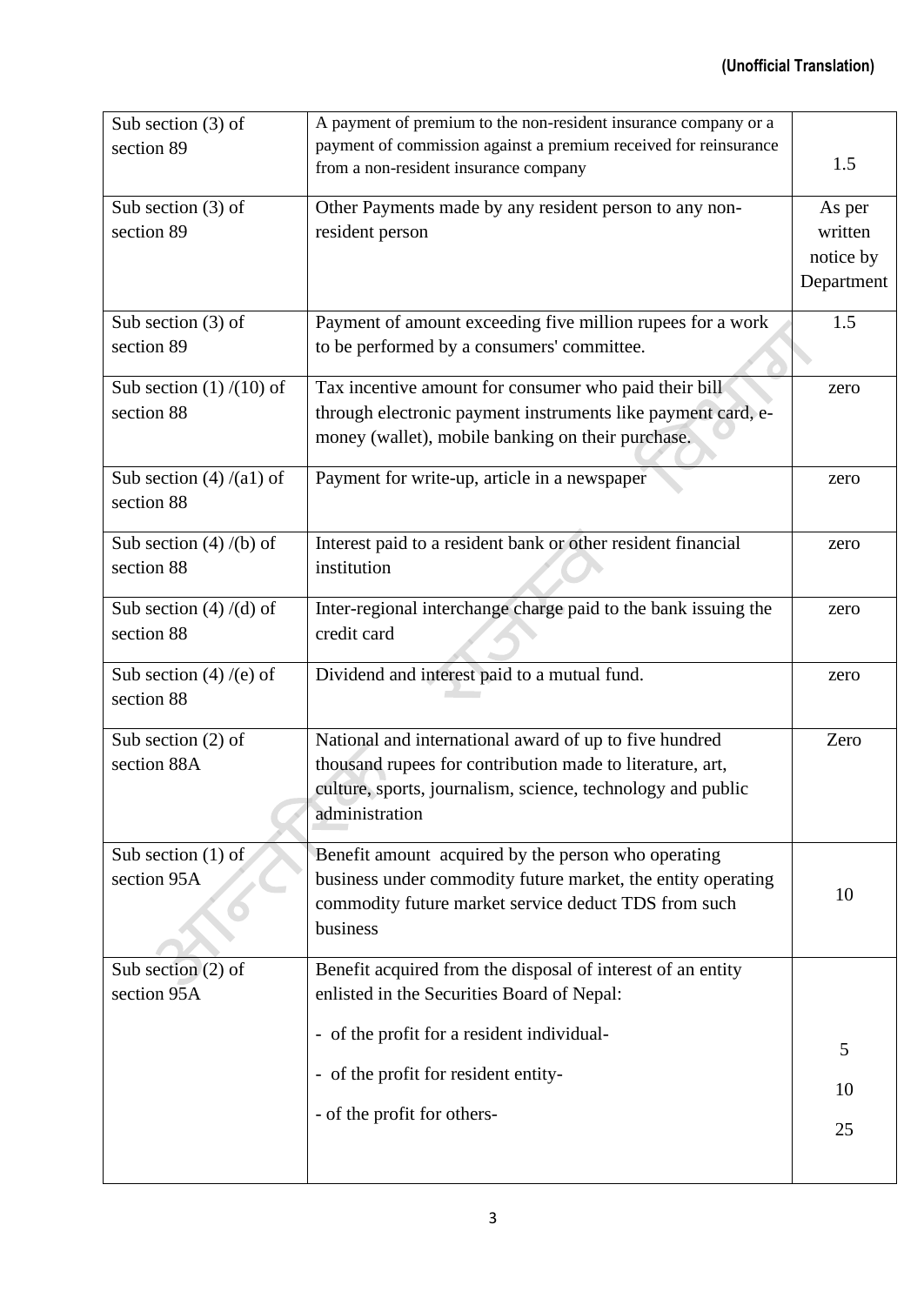| Sub section (3) of section 89 | A payment of premium to the non-resident insurance company or a payment of commission against a premium received for reinsurance from a non-resident insurance company | 1.5 |
|---|---|---|
| Sub section (3) of section 89 | Other Payments made by any resident person to any non-resident person | As per written notice by Department |
| Sub section (3) of section 89 | Payment of amount exceeding five million rupees for a work to be performed by a consumers' committee. | 1.5 |
| Sub section (1) /(10) of section 88 | Tax incentive amount for consumer who paid their bill through electronic payment instruments like payment card, e-money (wallet), mobile banking on their purchase. | zero |
| Sub section (4) /(a1) of section 88 | Payment for write-up, article in a newspaper | zero |
| Sub section (4) /(b) of section 88 | Interest paid to a resident bank or other resident financial institution | zero |
| Sub section (4) /(d) of section 88 | Inter-regional interchange charge paid to the bank issuing the credit card | zero |
| Sub section (4) /(e) of section 88 | Dividend and interest paid to a mutual fund. | zero |
| Sub section (2) of section 88A | National and international award of up to five hundred thousand rupees for contribution made to literature, art, culture, sports, journalism, science, technology and public administration | Zero |
| Sub section (1) of section 95A | Benefit amount acquired by the person who operating business under commodity future market, the entity operating commodity future market service deduct TDS from such business | 10 |
| Sub section (2) of section 95A | Benefit acquired from the disposal of interest of an entity enlisted in the Securities Board of Nepal:<br>- of the profit for a resident individual-<br>- of the profit for resident entity-<br>- of the profit for others- | <br>5<br>10<br>25 |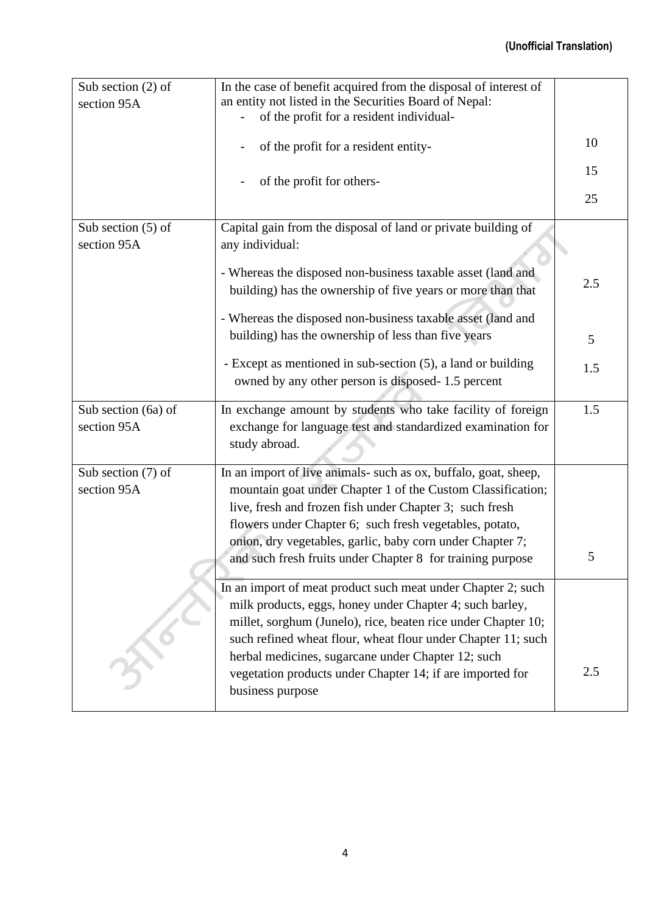| Sub section (2) of section 95A | In the case of benefit acquired from the disposal of interest of an entity not listed in the Securities Board of Nepal:<br>- of the profit for a resident individual-<br>- of the profit for a resident entity-<br>- of the profit for others- | 10<br>15<br>25 |
|---|---|---|
| Sub section (5) of section 95A | Capital gain from the disposal of land or private building of any individual:<br>- Whereas the disposed non-business taxable asset (land and building) has the ownership of five years or more than that<br>- Whereas the disposed non-business taxable asset (land and building) has the ownership of less than five years<br>- Except as mentioned in sub-section (5), a land or building owned by any other person is disposed- 1.5 percent | 2.5<br>5<br>1.5 |
| Sub section (6a) of section 95A | In exchange amount by students who take facility of foreign exchange for language test and standardized examination for study abroad. | 1.5 |
| Sub section (7) of section 95A | In an import of live animals- such as ox, buffalo, goat, sheep, mountain goat under Chapter 1 of the Custom Classification; live, fresh and frozen fish under Chapter 3; such fresh flowers under Chapter 6; such fresh vegetables, potato, onion, dry vegetables, garlic, baby corn under Chapter 7; and such fresh fruits under Chapter 8 for training purpose | 5 |
| | In an import of meat product such meat under Chapter 2; such milk products, eggs, honey under Chapter 4; such barley, millet, sorghum (Junelo), rice, beaten rice under Chapter 10; such refined wheat flour, wheat flour under Chapter 11; such herbal medicines, sugarcane under Chapter 12; such vegetation products under Chapter 14; if are imported for business purpose | 2.5 |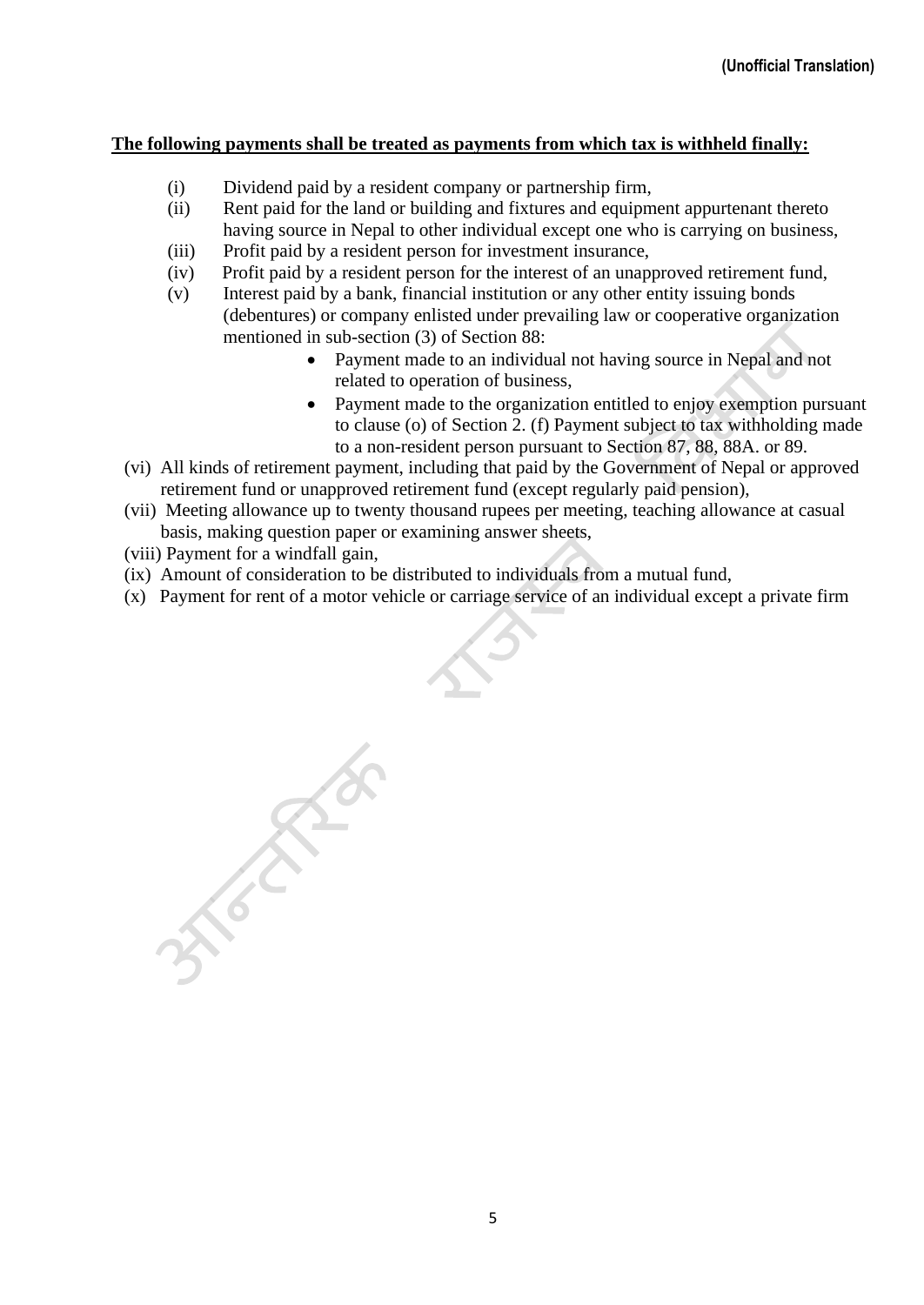**The following payments shall be treated as payments from which tax is withheld finally:**

(i) Dividend paid by a resident company or partnership firm,

(ii) Rent paid for the land or building and fixtures and equipment appurtenant thereto having source in Nepal to other individual except one who is carrying on business,

(iii) Profit paid by a resident person for investment insurance,

(iv) Profit paid by a resident person for the interest of an unapproved retirement fund,

(v) Interest paid by a bank, financial institution or any other entity issuing bonds (debentures) or company enlisted under prevailing law or cooperative organization mentioned in sub-section (3) of Section 88:

- Payment made to an individual not having source in Nepal and not related to operation of business,
- Payment made to the organization entitled to enjoy exemption pursuant to clause (o) of Section 2. (f) Payment subject to tax withholding made to a non-resident person pursuant to Section 87, 88, 88A. or 89.

(vi) All kinds of retirement payment, including that paid by the Government of Nepal or approved retirement fund or unapproved retirement fund (except regularly paid pension),

(vii) Meeting allowance up to twenty thousand rupees per meeting, teaching allowance at casual basis, making question paper or examining answer sheets,

(viii) Payment for a windfall gain,

(ix) Amount of consideration to be distributed to individuals from a mutual fund,

(x) Payment for rent of a motor vehicle or carriage service of an individual except a private firm